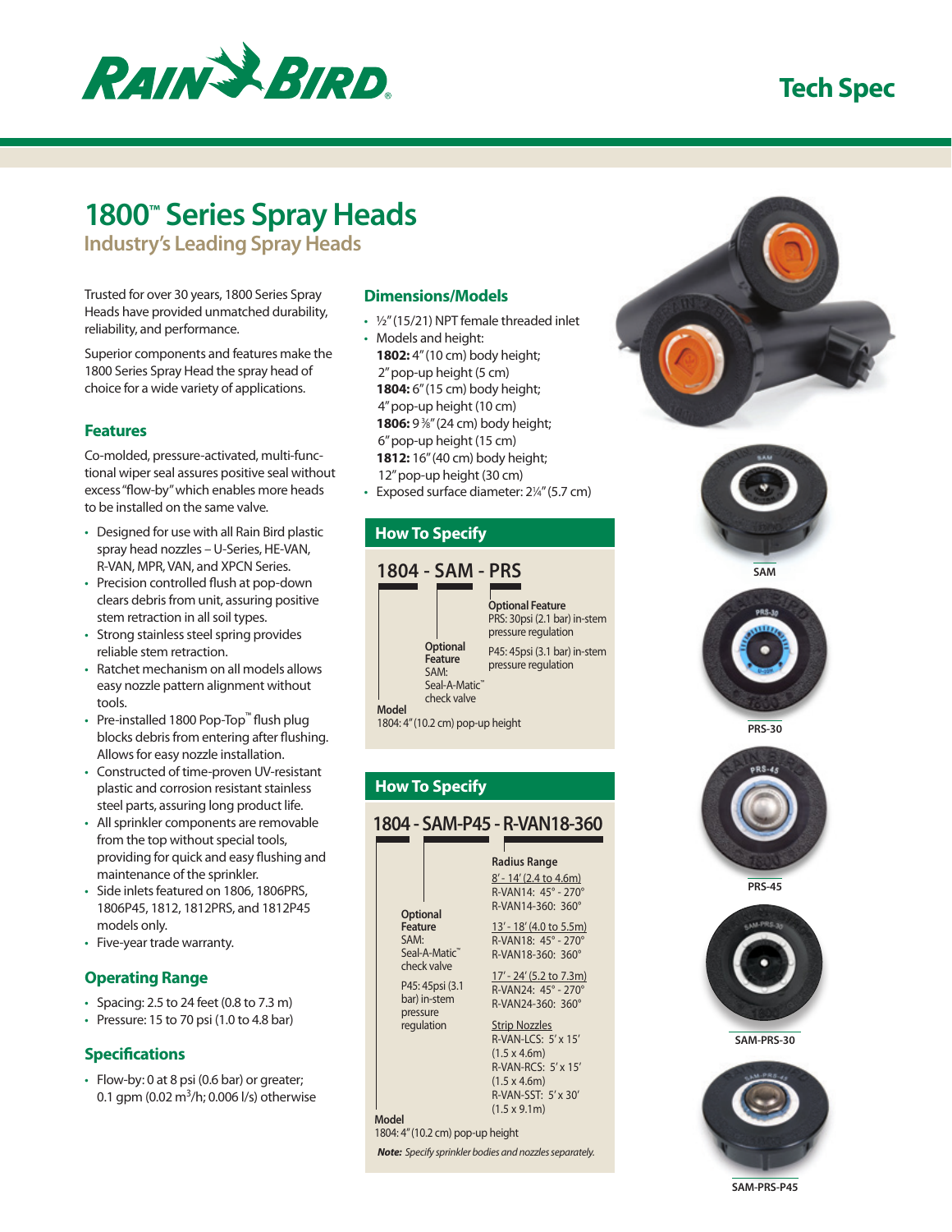RAIN BIRD

Tech Spec

# 1800™ Series Spray Heads

## Industry's Leading Spray Heads

Trusted for over 30 years, 1800 Series Spray Heads have provided unmatched durability, reliability, and performance.

Superior components and features make the 1800 Series Spray Head the spray head of choice for a wide variety of applications.

### Features

Co-molded, pressure-activated, multi-functional wiper seal assures positive seal without excess "flow-by" which enables more heads to be installed on the same valve.

- Designed for use with all Rain Bird plastic spray head nozzles – U-Series, HE-VAN, R-VAN, MPR, VAN, and XPCN Series.
- Precision controlled flush at pop-down clears debris from unit, assuring positive stem retraction in all soil types.
- Strong stainless steel spring provides reliable stem retraction.
- Ratchet mechanism on all models allows easy nozzle pattern alignment without tools.
- Pre-installed 1800 Pop-Top™ flush plug blocks debris from entering after flushing. Allows for easy nozzle installation.
- Constructed of time-proven UV-resistant plastic and corrosion resistant stainless steel parts, assuring long product life.
- All sprinkler components are removable from the top without special tools, providing for quick and easy flushing and maintenance of the sprinkler.
- Side inlets featured on 1806, 1806PRS, 1806P45, 1812, 1812PRS, and 1812P45 models only.
- Five-year trade warranty.

### Operating Range

- Spacing: 2.5 to 24 feet (0.8 to 7.3 m)
- Pressure: 15 to 70 psi (1.0 to 4.8 bar)

### Specifications

- Flow-by: 0 at 8 psi (0.6 bar) or greater; 0.1 gpm (0.02 $m^3$/h; 0.006 l/s) otherwise

### Dimensions/Models

- ½" (15/21) NPT female threaded inlet
- Models and height:
  **1802:** 4" (10 cm) body height; 2" pop-up height (5 cm)
  **1804:** 6" (15 cm) body height; 4" pop-up height (10 cm)
  **1806:** 9 ⅜" (24 cm) body height; 6" pop-up height (15 cm)
  **1812:** 16" (40 cm) body height; 12" pop-up height (30 cm)
- Exposed surface diameter: 2¼" (5.7 cm)

### How To Specify

**1804 - SAM - PRS**

**Model**
1804: 4" (10.2 cm) pop-up height

**Optional Feature**
SAM: Seal-A-Matic™ check valve

**Optional Feature**
PRS: 30psi (2.1 bar) in-stem pressure regulation
P45: 45psi (3.1 bar) in-stem pressure regulation

### How To Specify

**1804 - SAM-P45 - R-VAN18-360**

**Model**
1804: 4" (10.2 cm) pop-up height

**Optional Feature**
SAM: Seal-A-Matic™ check valve
P45: 45psi (3.1 bar) in-stem pressure regulation

**Radius Range**

8' - 14' (2.4 to 4.6m)
R-VAN14: 45° - 270°
R-VAN14-360: 360°

13' - 18' (4.0 to 5.5m)
R-VAN18: 45° - 270°
R-VAN18-360: 360°

17' - 24' (5.2 to 7.3m)
R-VAN24: 45° - 270°
R-VAN24-360: 360°

Strip Nozzles
R-VAN-LCS: 5' x 15' (1.5 x 4.6m)
R-VAN-RCS: 5' x 15' (1.5 x 4.6m)
R-VAN-SST: 5' x 30' (1.5 x 9.1m)

***Note:** Specify sprinkler bodies and nozzles separately.*

SAM

PRS-30

PRS-45

SAM-PRS-30

SAM-PRS-P45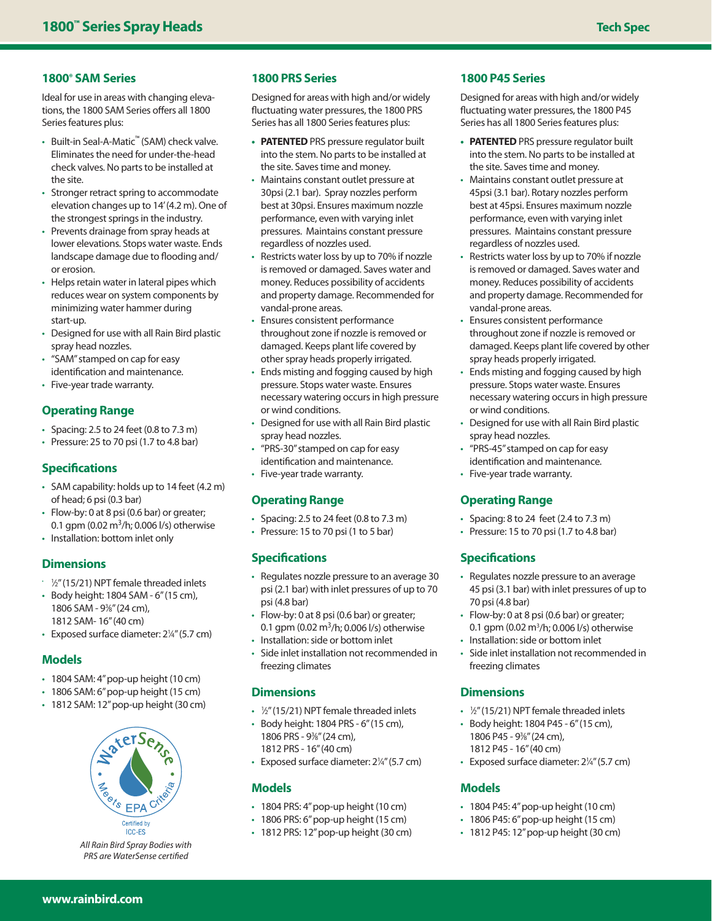## 1800® SAM Series

Ideal for use in areas with changing elevations, the 1800 SAM Series offers all 1800 Series features plus:

- Built-in Seal-A-Matic™ (SAM) check valve. Eliminates the need for under-the-head check valves. No parts to be installed at the site.
- Stronger retract spring to accommodate elevation changes up to 14' (4.2 m). One of the strongest springs in the industry.
- Prevents drainage from spray heads at lower elevations. Stops water waste. Ends landscape damage due to flooding and/ or erosion.
- Helps retain water in lateral pipes which reduces wear on system components by minimizing water hammer during start-up.
- Designed for use with all Rain Bird plastic spray head nozzles.
- "SAM" stamped on cap for easy identification and maintenance.
- Five-year trade warranty.

### Operating Range

- Spacing: 2.5 to 24 feet (0.8 to 7.3 m)
- Pressure: 25 to 70 psi (1.7 to 4.8 bar)

### Specifications

- SAM capability: holds up to 14 feet (4.2 m) of head; 6 psi (0.3 bar)
- Flow-by: 0 at 8 psi (0.6 bar) or greater; 0.1 gpm (0.02 $m^3$/h; 0.006 l/s) otherwise
- Installation: bottom inlet only

### Dimensions

- ½" (15/21) NPT female threaded inlets
- Body height: 1804 SAM - 6" (15 cm), 1806 SAM - 9⅜" (24 cm), 1812 SAM- 16" (40 cm)
- Exposed surface diameter: 2¼" (5.7 cm)

### Models

- 1804 SAM: 4" pop-up height (10 cm)
- 1806 SAM: 6" pop-up height (15 cm)
- 1812 SAM: 12" pop-up height (30 cm)

WaterSense Meets EPA Criteria

Certified by ICC-ES

*All Rain Bird Spray Bodies with PRS are WaterSense certified*

## 1800 PRS Series

Designed for areas with high and/or widely fluctuating water pressures, the 1800 PRS Series has all 1800 Series features plus:

- **PATENTED** PRS pressure regulator built into the stem. No parts to be installed at the site. Saves time and money.
- Maintains constant outlet pressure at 30psi (2.1 bar). Spray nozzles perform best at 30psi. Ensures maximum nozzle performance, even with varying inlet pressures. Maintains constant pressure regardless of nozzles used.
- Restricts water loss by up to 70% if nozzle is removed or damaged. Saves water and money. Reduces possibility of accidents and property damage. Recommended for vandal-prone areas.
- Ensures consistent performance throughout zone if nozzle is removed or damaged. Keeps plant life covered by other spray heads properly irrigated.
- Ends misting and fogging caused by high pressure. Stops water waste. Ensures necessary watering occurs in high pressure or wind conditions.
- Designed for use with all Rain Bird plastic spray head nozzles.
- "PRS-30" stamped on cap for easy identification and maintenance.
- Five-year trade warranty.

### Operating Range

- Spacing: 2.5 to 24 feet (0.8 to 7.3 m)
- Pressure: 15 to 70 psi (1 to 5 bar)

### Specifications

- Regulates nozzle pressure to an average 30 psi (2.1 bar) with inlet pressures of up to 70 psi (4.8 bar)
- Flow-by: 0 at 8 psi (0.6 bar) or greater; 0.1 gpm (0.02 $m^3$/h; 0.006 l/s) otherwise
- Installation: side or bottom inlet
- Side inlet installation not recommended in freezing climates

### Dimensions

- ½" (15/21) NPT female threaded inlets
- Body height: 1804 PRS - 6" (15 cm), 1806 PRS - 9⅜" (24 cm), 1812 PRS - 16" (40 cm)
- Exposed surface diameter: 2¼" (5.7 cm)

### Models

- 1804 PRS: 4" pop-up height (10 cm)
- 1806 PRS: 6" pop-up height (15 cm)
- 1812 PRS: 12" pop-up height (30 cm)

## 1800 P45 Series

Designed for areas with high and/or widely fluctuating water pressures, the 1800 P45 Series has all 1800 Series features plus:

- **PATENTED** PRS pressure regulator built into the stem. No parts to be installed at the site. Saves time and money.
- Maintains constant outlet pressure at 45psi (3.1 bar). Rotary nozzles perform best at 45psi. Ensures maximum nozzle performance, even with varying inlet pressures. Maintains constant pressure regardless of nozzles used.
- Restricts water loss by up to 70% if nozzle is removed or damaged. Saves water and money. Reduces possibility of accidents and property damage. Recommended for vandal-prone areas.
- Ensures consistent performance throughout zone if nozzle is removed or damaged. Keeps plant life covered by other spray heads properly irrigated.
- Ends misting and fogging caused by high pressure. Stops water waste. Ensures necessary watering occurs in high pressure or wind conditions.
- Designed for use with all Rain Bird plastic spray head nozzles.
- "PRS-45" stamped on cap for easy identification and maintenance.
- Five-year trade warranty.

### Operating Range

- Spacing: 8 to 24 feet (2.4 to 7.3 m)
- Pressure: 15 to 70 psi (1.7 to 4.8 bar)

### Specifications

- Regulates nozzle pressure to an average 45 psi (3.1 bar) with inlet pressures of up to 70 psi (4.8 bar)
- Flow-by: 0 at 8 psi (0.6 bar) or greater; 0.1 gpm (0.02 $m^3$/h; 0.006 l/s) otherwise
- Installation: side or bottom inlet
- Side inlet installation not recommended in freezing climates

### Dimensions

- ½" (15/21) NPT female threaded inlets
- Body height: 1804 P45 - 6" (15 cm), 1806 P45 - 9⅜" (24 cm), 1812 P45 - 16" (40 cm)
- Exposed surface diameter: 2¼" (5.7 cm)

### Models

- 1804 P45: 4" pop-up height (10 cm)
- 1806 P45: 6" pop-up height (15 cm)
- 1812 P45: 12" pop-up height (30 cm)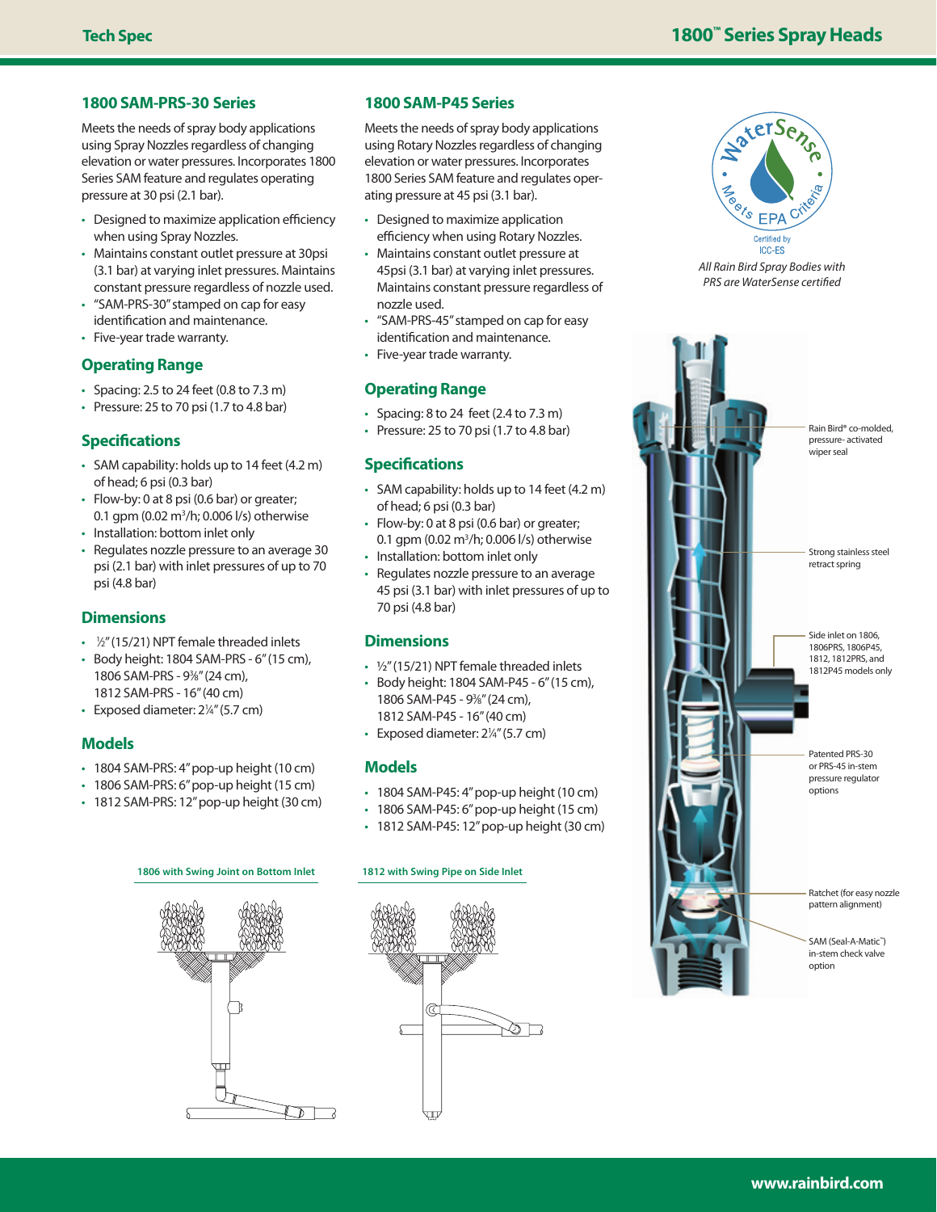## 1800 SAM-PRS-30 Series

Meets the needs of spray body applications using Spray Nozzles regardless of changing elevation or water pressures. Incorporates 1800 Series SAM feature and regulates operating pressure at 30 psi (2.1 bar).

- Designed to maximize application efficiency when using Spray Nozzles.
- Maintains constant outlet pressure at 30psi (3.1 bar) at varying inlet pressures. Maintains constant pressure regardless of nozzle used.
- "SAM-PRS-30" stamped on cap for easy identification and maintenance.
- Five-year trade warranty.

### Operating Range

- Spacing: 2.5 to 24 feet (0.8 to 7.3 m)
- Pressure: 25 to 70 psi (1.7 to 4.8 bar)

### Specifications

- SAM capability: holds up to 14 feet (4.2 m) of head; 6 psi (0.3 bar)
- Flow-by: 0 at 8 psi (0.6 bar) or greater; 0.1 gpm (0.02 $m^3$/h; 0.006 l/s) otherwise
- Installation: bottom inlet only
- Regulates nozzle pressure to an average 30 psi (2.1 bar) with inlet pressures of up to 70 psi (4.8 bar)

### Dimensions

- ½" (15/21) NPT female threaded inlets
- Body height: 1804 SAM-PRS - 6" (15 cm), 1806 SAM-PRS - 9⅜" (24 cm), 1812 SAM-PRS - 16" (40 cm)
- Exposed diameter: 2¼" (5.7 cm)

### Models

- 1804 SAM-PRS: 4" pop-up height (10 cm)
- 1806 SAM-PRS: 6" pop-up height (15 cm)
- 1812 SAM-PRS: 12" pop-up height (30 cm)

1806 with Swing Joint on Bottom Inlet

## 1800 SAM-P45 Series

Meets the needs of spray body applications using Rotary Nozzles regardless of changing elevation or water pressures. Incorporates 1800 Series SAM feature and regulates operating pressure at 45 psi (3.1 bar).

- Designed to maximize application efficiency when using Rotary Nozzles.
- Maintains constant outlet pressure at 45psi (3.1 bar) at varying inlet pressures. Maintains constant pressure regardless of nozzle used.
- "SAM-PRS-45" stamped on cap for easy identification and maintenance.
- Five-year trade warranty.

### Operating Range

- Spacing: 8 to 24 feet (2.4 to 7.3 m)
- Pressure: 25 to 70 psi (1.7 to 4.8 bar)

### Specifications

- SAM capability: holds up to 14 feet (4.2 m) of head; 6 psi (0.3 bar)
- Flow-by: 0 at 8 psi (0.6 bar) or greater; 0.1 gpm (0.02 $m^3$/h; 0.006 l/s) otherwise
- Installation: bottom inlet only
- Regulates nozzle pressure to an average 45 psi (3.1 bar) with inlet pressures of up to 70 psi (4.8 bar)

### Dimensions

- ½" (15/21) NPT female threaded inlets
- Body height: 1804 SAM-P45 - 6" (15 cm), 1806 SAM-P45 - 9⅜" (24 cm), 1812 SAM-P45 - 16" (40 cm)
- Exposed diameter: 2¼" (5.7 cm)

### Models

- 1804 SAM-P45: 4" pop-up height (10 cm)
- 1806 SAM-P45: 6" pop-up height (15 cm)
- 1812 SAM-P45: 12" pop-up height (30 cm)

1812 with Swing Pipe on Side Inlet

WaterSense • Meets EPA Criteria • Certified by ICC-ES

*All Rain Bird Spray Bodies with PRS are WaterSense certified*

Rain Bird® co-molded, pressure- activated wiper seal

Strong stainless steel retract spring

Side inlet on 1806, 1806PRS, 1806P45, 1812, 1812PRS, and 1812P45 models only

Patented PRS-30 or PRS-45 in-stem pressure regulator options

Ratchet (for easy nozzle pattern alignment)

SAM (Seal-A-Matic™) in-stem check valve option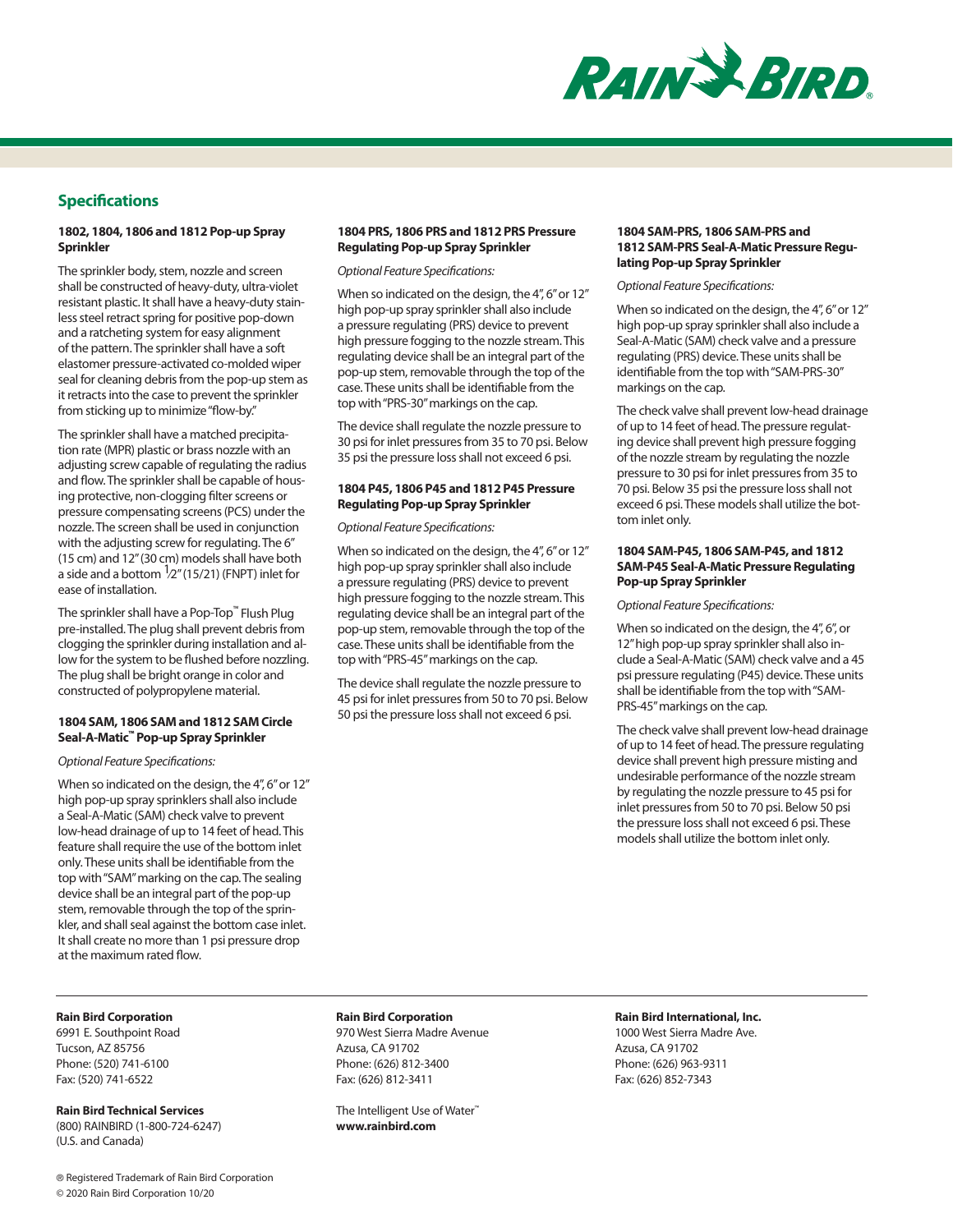## Specifications

### 1802, 1804, 1806 and 1812 Pop-up Spray Sprinkler

The sprinkler body, stem, nozzle and screen shall be constructed of heavy-duty, ultra-violet resistant plastic. It shall have a heavy-duty stainless steel retract spring for positive pop-down and a ratcheting system for easy alignment of the pattern. The sprinkler shall have a soft elastomer pressure-activated co-molded wiper seal for cleaning debris from the pop-up stem as it retracts into the case to prevent the sprinkler from sticking up to minimize "flow-by."

The sprinkler shall have a matched precipitation rate (MPR) plastic or brass nozzle with an adjusting screw capable of regulating the radius and flow. The sprinkler shall be capable of housing protective, non-clogging filter screens or pressure compensating screens (PCS) under the nozzle. The screen shall be used in conjunction with the adjusting screw for regulating. The 6" (15 cm) and 12" (30 cm) models shall have both a side and a bottom ½" (15/21) (FNPT) inlet for ease of installation.

The sprinkler shall have a Pop-Top™ Flush Plug pre-installed. The plug shall prevent debris from clogging the sprinkler during installation and allow for the system to be flushed before nozzling. The plug shall be bright orange in color and constructed of polypropylene material.

### 1804 SAM, 1806 SAM and 1812 SAM Circle Seal-A-Matic™ Pop-up Spray Sprinkler

*Optional Feature Specifications:*

When so indicated on the design, the 4", 6" or 12" high pop-up spray sprinklers shall also include a Seal-A-Matic (SAM) check valve to prevent low-head drainage of up to 14 feet of head. This feature shall require the use of the bottom inlet only. These units shall be identifiable from the top with "SAM" marking on the cap. The sealing device shall be an integral part of the pop-up stem, removable through the top of the sprinkler, and shall seal against the bottom case inlet. It shall create no more than 1 psi pressure drop at the maximum rated flow.

### 1804 PRS, 1806 PRS and 1812 PRS Pressure Regulating Pop-up Spray Sprinkler

*Optional Feature Specifications:*

When so indicated on the design, the 4", 6" or 12" high pop-up spray sprinkler shall also include a pressure regulating (PRS) device to prevent high pressure fogging to the nozzle stream. This regulating device shall be an integral part of the pop-up stem, removable through the top of the case. These units shall be identifiable from the top with "PRS-30" markings on the cap.

The device shall regulate the nozzle pressure to 30 psi for inlet pressures from 35 to 70 psi. Below 35 psi the pressure loss shall not exceed 6 psi.

### 1804 P45, 1806 P45 and 1812 P45 Pressure Regulating Pop-up Spray Sprinkler

*Optional Feature Specifications:*

When so indicated on the design, the 4", 6" or 12" high pop-up spray sprinkler shall also include a pressure regulating (PRS) device to prevent high pressure fogging to the nozzle stream. This regulating device shall be an integral part of the pop-up stem, removable through the top of the case. These units shall be identifiable from the top with "PRS-45" markings on the cap.

The device shall regulate the nozzle pressure to 45 psi for inlet pressures from 50 to 70 psi. Below 50 psi the pressure loss shall not exceed 6 psi.

### 1804 SAM-PRS, 1806 SAM-PRS and 1812 SAM-PRS Seal-A-Matic Pressure Regulating Pop-up Spray Sprinkler

*Optional Feature Specifications:*

When so indicated on the design, the 4", 6" or 12" high pop-up spray sprinkler shall also include a Seal-A-Matic (SAM) check valve and a pressure regulating (PRS) device. These units shall be identifiable from the top with "SAM-PRS-30" markings on the cap.

The check valve shall prevent low-head drainage of up to 14 feet of head. The pressure regulating device shall prevent high pressure fogging of the nozzle stream by regulating the nozzle pressure to 30 psi for inlet pressures from 35 to 70 psi. Below 35 psi the pressure loss shall not exceed 6 psi. These models shall utilize the bottom inlet only.

### 1804 SAM-P45, 1806 SAM-P45, and 1812 SAM-P45 Seal-A-Matic Pressure Regulating Pop-up Spray Sprinkler

*Optional Feature Specifications:*

When so indicated on the design, the 4", 6", or 12" high pop-up spray sprinkler shall also include a Seal-A-Matic (SAM) check valve and a 45 psi pressure regulating (P45) device. These units shall be identifiable from the top with "SAM-PRS-45" markings on the cap.

The check valve shall prevent low-head drainage of up to 14 feet of head. The pressure regulating device shall prevent high pressure misting and undesirable performance of the nozzle stream by regulating the nozzle pressure to 45 psi for inlet pressures from 50 to 70 psi. Below 50 psi the pressure loss shall not exceed 6 psi. These models shall utilize the bottom inlet only.

---

**Rain Bird Corporation**
6991 E. Southpoint Road
Tucson, AZ 85756
Phone: (520) 741-6100
Fax: (520) 741-6522

**Rain Bird Technical Services**
(800) RAINBIRD (1-800-724-6247)
(U.S. and Canada)

**Rain Bird Corporation**
970 West Sierra Madre Avenue
Azusa, CA 91702
Phone: (626) 812-3400
Fax: (626) 812-3411

The Intelligent Use of Water™
**www.rainbird.com**

**Rain Bird International, Inc.**
1000 West Sierra Madre Ave.
Azusa, CA 91702
Phone: (626) 963-9311
Fax: (626) 852-7343

® Registered Trademark of Rain Bird Corporation
© 2020 Rain Bird Corporation 10/20